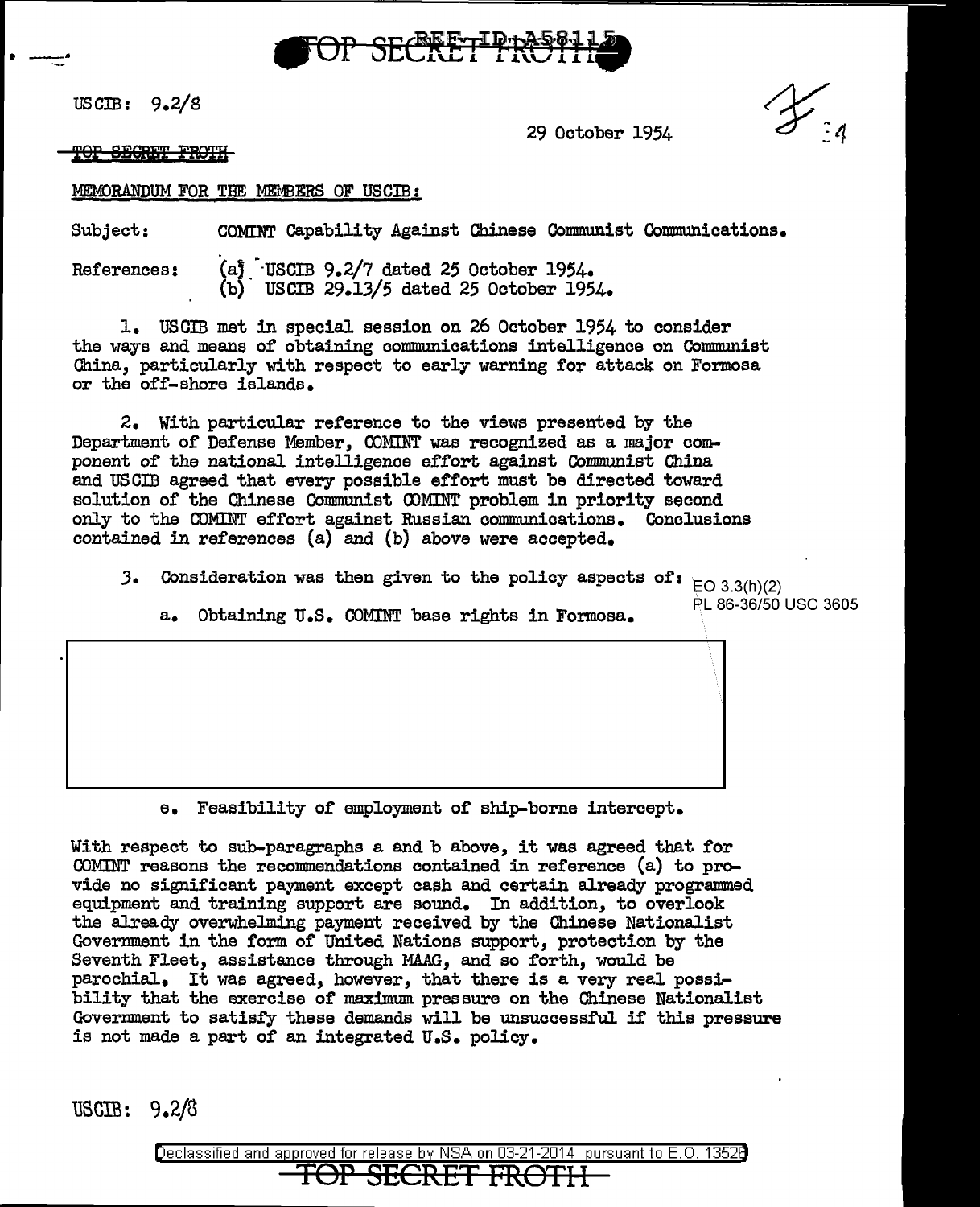USCIB: 9.2/8

29 October 1954

~~TOP SECRET FROTH~~

MEMORANDUM FOR THE MEMBERS OF USCIB:

Subject: COMINT Capability Against Chinese Communist Communications.

References: (a) USCIB 9.2/7 dated 25 October 1954.
(b) USCIB 29.13/5 dated 25 October 1954.

1. USCIB met in special session on 26 October 1954 to consider the ways and means of obtaining communications intelligence on Communist China, particularly with respect to early warning for attack on Formosa or the off-shore islands.

2. With particular reference to the views presented by the Department of Defense Member, COMINT was recognized as a major component of the national intelligence effort against Communist China and USCIB agreed that every possible effort must be directed toward solution of the Chinese Communist COMINT problem in priority second only to the COMINT effort against Russian communications. Conclusions contained in references (a) and (b) above were accepted.

3. Consideration was then given to the policy aspects of:

EO 3.3(h)(2)
PL 86-36/50 USC 3605

a. Obtaining U.S. COMINT base rights in Formosa.

e. Feasibility of employment of ship-borne intercept.

With respect to sub-paragraphs a and b above, it was agreed that for COMINT reasons the recommendations contained in reference (a) to provide no significant payment except cash and certain already programmed equipment and training support are sound. In addition, to overlook the already overwhelming payment received by the Chinese Nationalist Government in the form of United Nations support, protection by the Seventh Fleet, assistance through MAAG, and so forth, would be parochial. It was agreed, however, that there is a very real possibility that the exercise of maximum pressure on the Chinese Nationalist Government to satisfy these demands will be unsuccessful if this pressure is not made a part of an integrated U.S. policy.

USCIB: 9.2/8

Declassified and approved for release by NSA on 03-21-2014 pursuant to E.O. 13526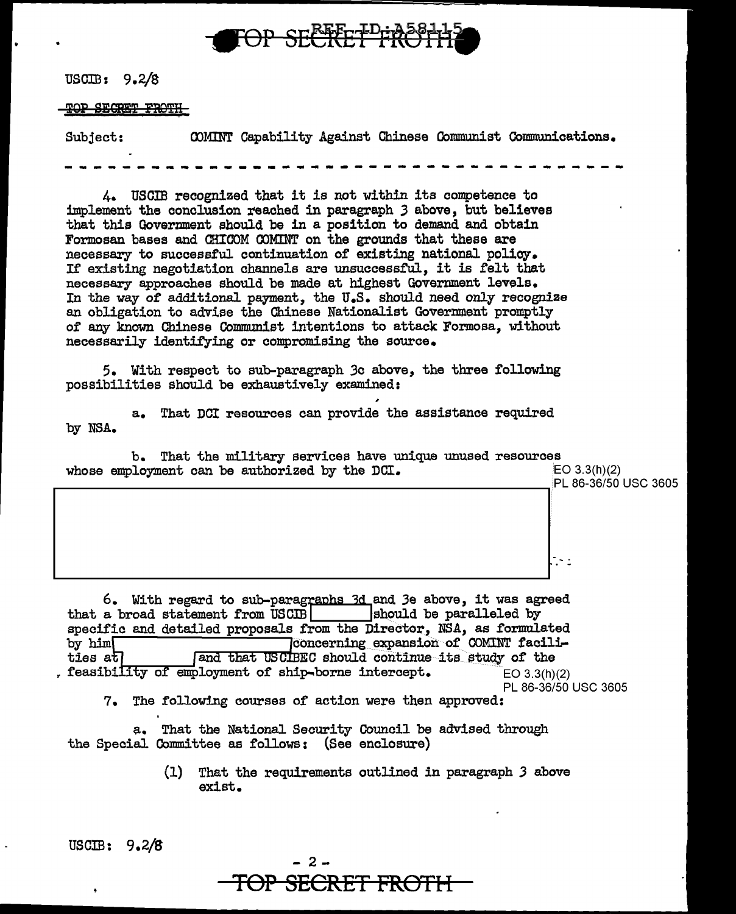USCIB: 9.2/8

~~TOP SECRET FROTH~~

Subject: COMINT Capability Against Chinese Communist Communications.

- - - - - - - - - - - - - - - - - - - - - - - - - - - - - - - - - - - -

4. USCIB recognized that it is not within its competence to implement the conclusion reached in paragraph 3 above, but believes that this Government should be in a position to demand and obtain Formosan bases and CHICOM COMINT on the grounds that these are necessary to successful continuation of existing national policy. If existing negotiation channels are unsuccessful, it is felt that necessary approaches should be made at highest Government levels. In the way of additional payment, the U.S. should need only recognize an obligation to advise the Chinese Nationalist Government promptly of any known Chinese Communist intentions to attack Formosa, without necessarily identifying or compromising the source.

5. With respect to sub-paragraph 3c above, the three following possibilities should be exhaustively examined:

a. That DCI resources can provide the assistance required by NSA.

b. That the military services have unique unused resources whose employment can be authorized by the DCI.

EO 3.3(h)(2)
PL 86-36/50 USC 3605

[REDACTED]

6. With regard to sub-paragraphs 3d and 3e above, it was agreed that a broad statement from USCIB [REDACTED] should be paralleled by specific and detailed proposals from the Director, NSA, as formulated by him [REDACTED] concerning expansion of COMINT facilities at [REDACTED] and that USCIBEC should continue its study of the feasibility of employment of ship-borne intercept.

EO 3.3(h)(2)
PL 86-36/50 USC 3605

7. The following courses of action were then approved:

a. That the National Security Council be advised through the Special Committee as follows: (See enclosure)

(1) That the requirements outlined in paragraph 3 above exist.

USCIB: 9.2/8

TOP SECRET FROTH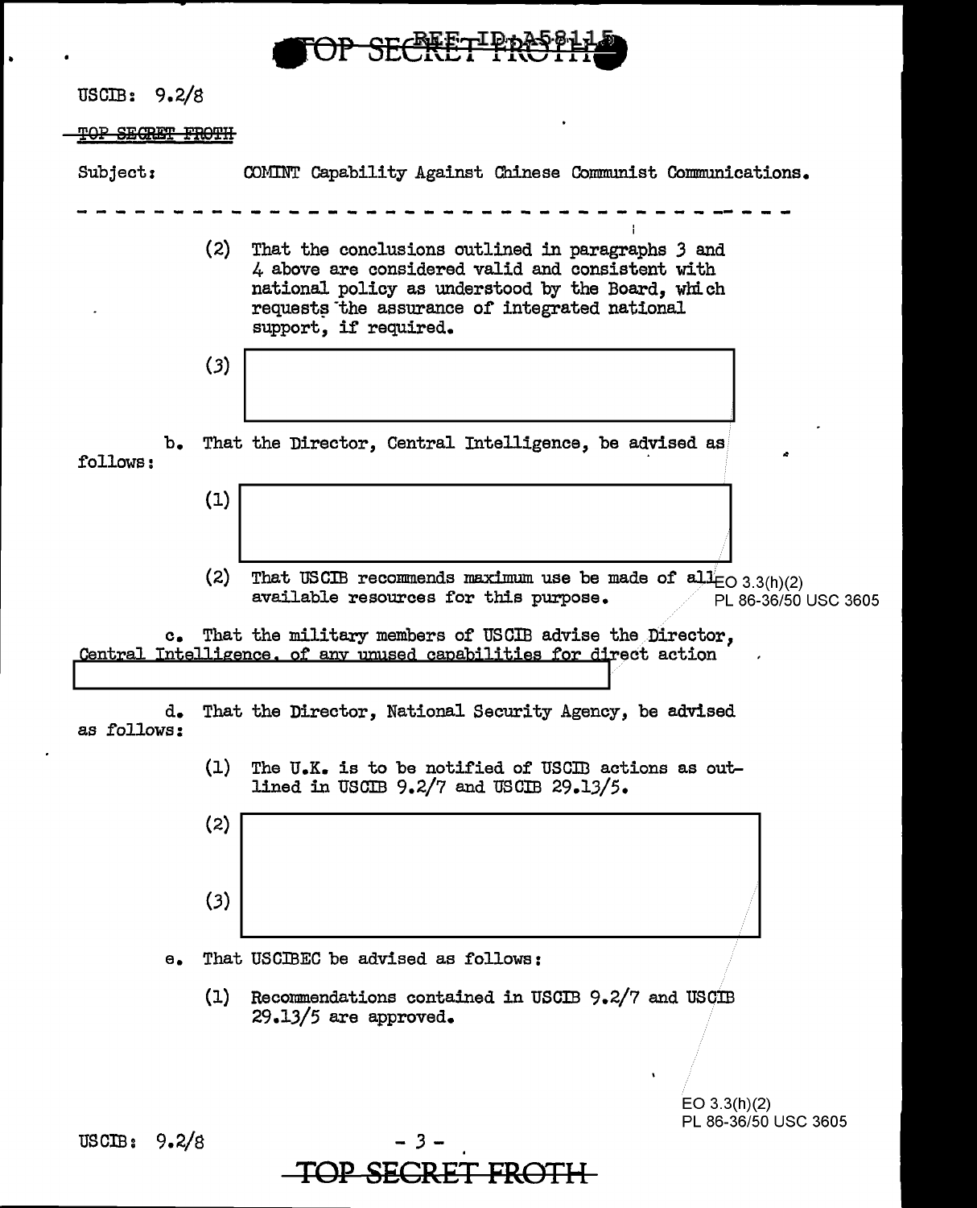USCIB: 9.2/8

~~TOP SECRET FROTH~~

Subject: COMINT Capability Against Chinese Communist Communications.

- - - - - - - - - - - - - - - - - - - - - - - - - - - - - - - - - - -

(2) That the conclusions outlined in paragraphs 3 and 4 above are considered valid and consistent with national policy as understood by the Board, which requests the assurance of integrated national support, if required.

(3) [redacted]

b. That the Director, Central Intelligence, be advised as follows:

(1) [redacted]

(2) That USCIB recommends maximum use be made of all available resources for this purpose.

EO 3.3(h)(2)
PL 86-36/50 USC 3605

c. That the military members of USCIB advise the Director, Central Intelligence, of any unused capabilities for direct action [redacted]

d. That the Director, National Security Agency, be advised as follows:

(1) The U.K. is to be notified of USCIB actions as outlined in USCIB 9.2/7 and USCIB 29.13/5.

(2) [redacted]

(3) [redacted]

e. That USCIBEC be advised as follows:

(1) Recommendations contained in USCIB 9.2/7 and USCIB 29.13/5 are approved.

EO 3.3(h)(2)
PL 86-36/50 USC 3605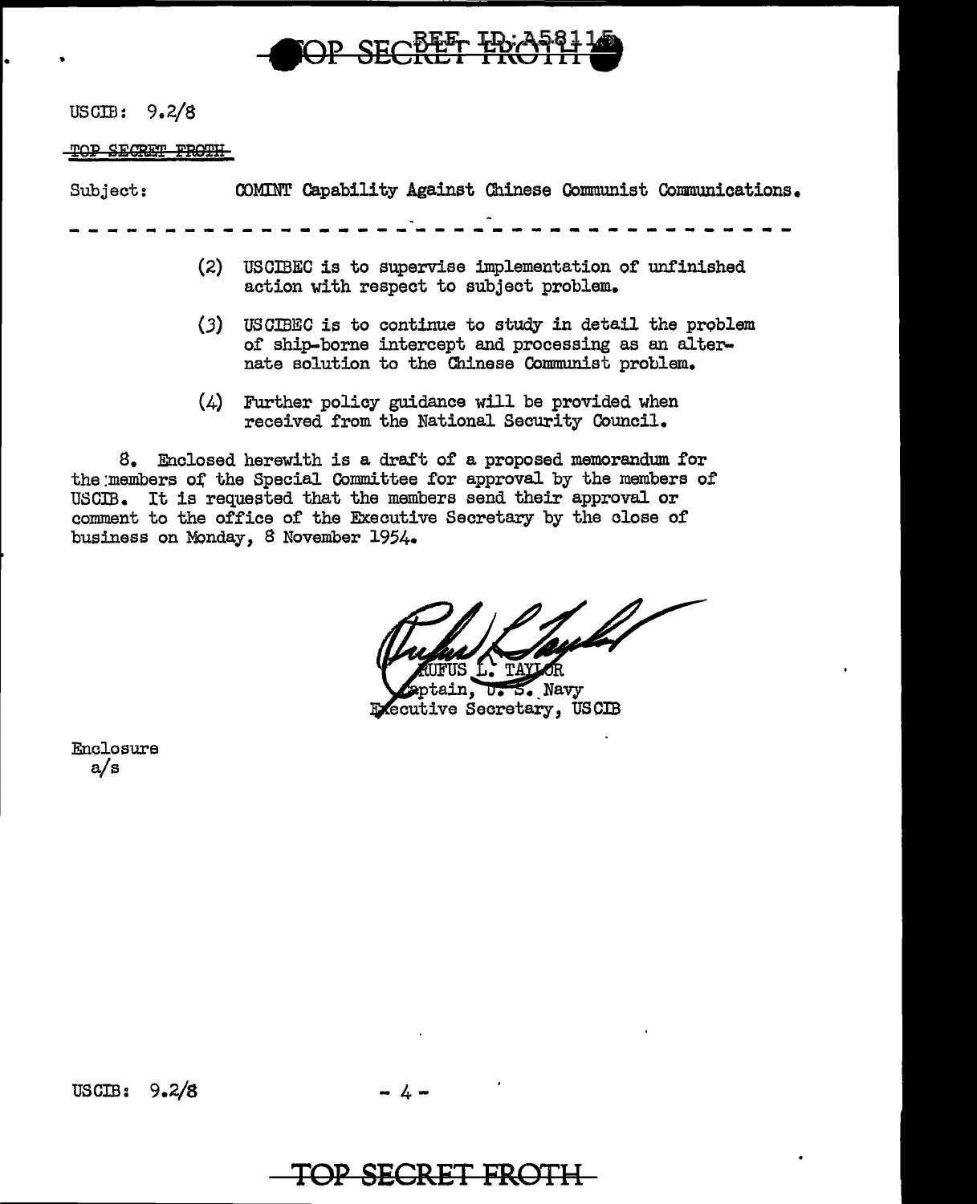USCIB: 9.2/8

TOP SECRET FROTH

Subject: COMINT Capability Against Chinese Communist Communications.

- - - - - - - - - - - - - - - - - - - - - - - - - - - - - - - - - - - - - -

(2) USCIBEC is to supervise implementation of unfinished action with respect to subject problem.

(3) USCIBEC is to continue to study in detail the problem of ship-borne intercept and processing as an alternate solution to the Chinese Communist problem.

(4) Further policy guidance will be provided when received from the National Security Council.

8. Enclosed herewith is a draft of a proposed memorandum for the members of the Special Committee for approval by the members of USCIB. It is requested that the members send their approval or comment to the office of the Executive Secretary by the close of business on Monday, 8 November 1954.

RUFUS L. TAYLOR
Captain, U. S. Navy
Executive Secretary, USCIB

Enclosure
a/s

USCIB: 9.2/8

TOP SECRET FROTH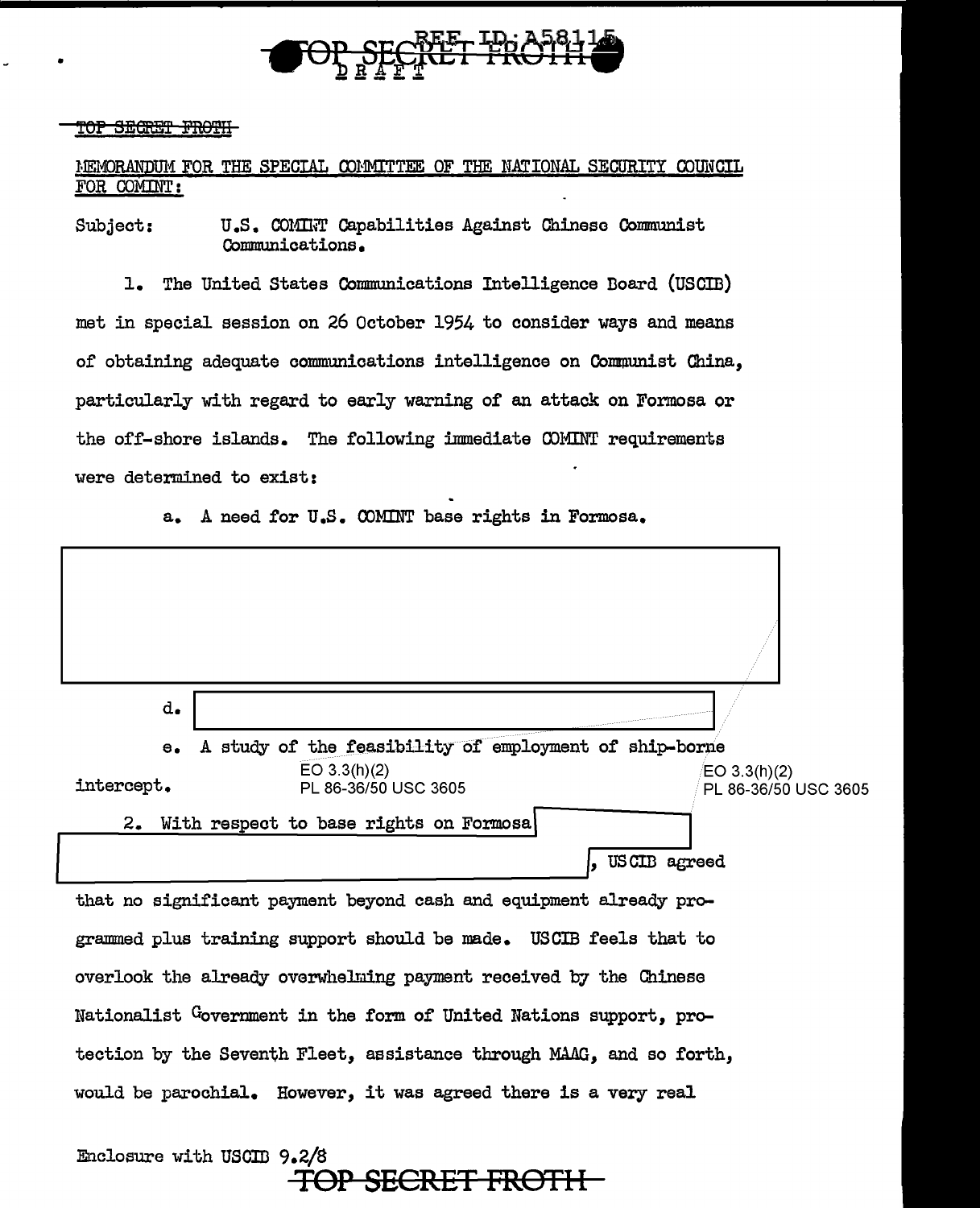TOP SECRET FROTH

DRAFT

TOP SECRET FROTH

MEMORANDUM FOR THE SPECIAL COMMITTEE OF THE NATIONAL SECURITY COUNCIL FOR COMINT:

Subject: U.S. COMINT Capabilities Against Chinese Communist Communications.

1. The United States Communications Intelligence Board (USCIB) met in special session on 26 October 1954 to consider ways and means of obtaining adequate communications intelligence on Communist China, particularly with regard to early warning of an attack on Formosa or the off-shore islands. The following immediate COMINT requirements were determined to exist:

a. A need for U.S. COMINT base rights in Formosa.

[REDACTED]

d. [REDACTED]

e. A study of the feasibility of employment of ship-borne intercept.

EO 3.3(h)(2)
PL 86-36/50 USC 3605

2. With respect to base rights on Formosa [REDACTED], USCIB agreed that no significant payment beyond cash and equipment already programmed plus training support should be made. USCIB feels that to overlook the already overwhelming payment received by the Chinese Nationalist Government in the form of United Nations support, protection by the Seventh Fleet, assistance through MAAG, and so forth, would be parochial. However, it was agreed there is a very real

Enclosure with USCIB 9.2/8

TOP SECRET FROTH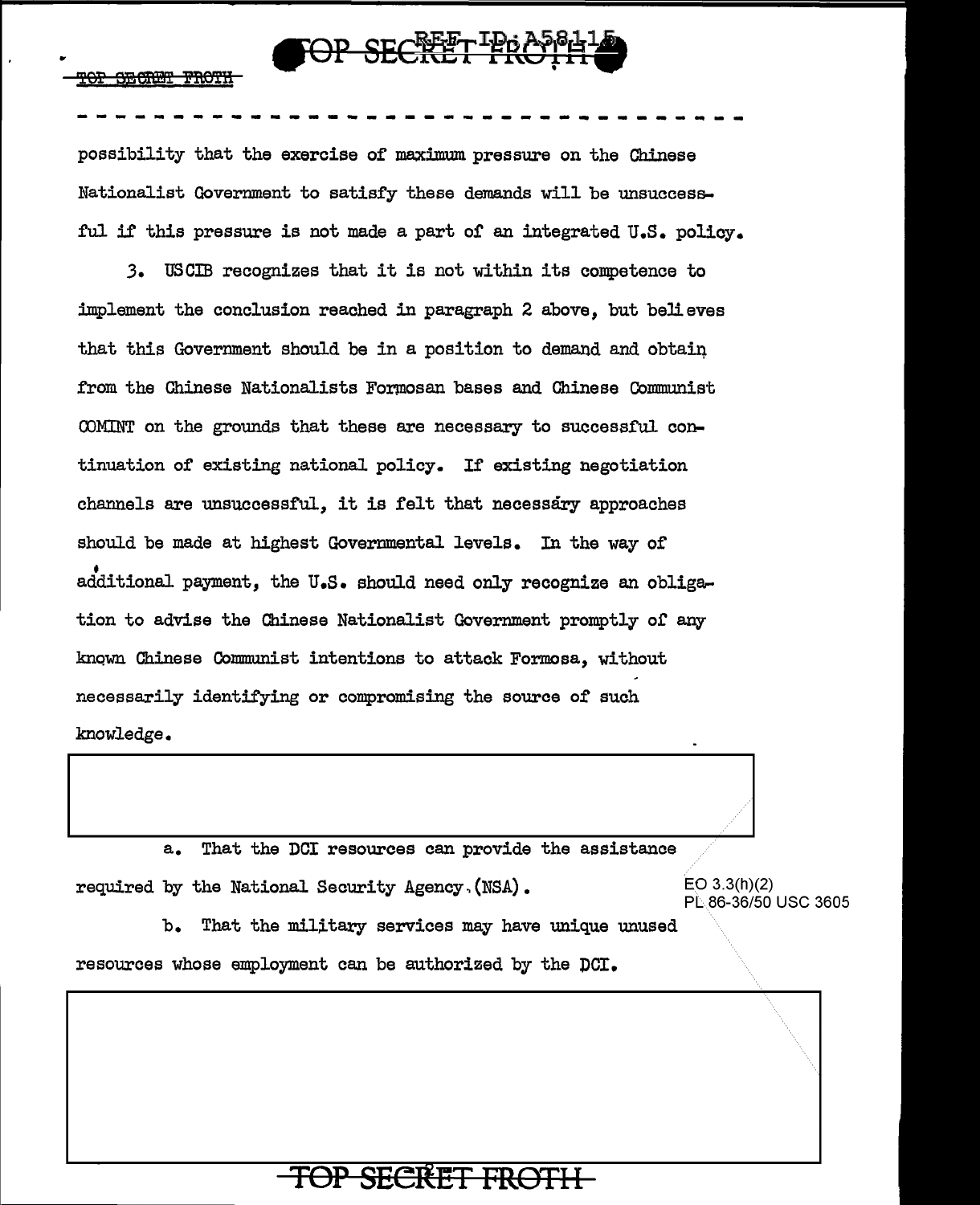possibility that the exercise of maximum pressure on the Chinese Nationalist Government to satisfy these demands will be unsuccessful if this pressure is not made a part of an integrated U.S. policy.

3. USCIB recognizes that it is not within its competence to implement the conclusion reached in paragraph 2 above, but believes that this Government should be in a position to demand and obtain from the Chinese Nationalists Formosan bases and Chinese Communist COMINT on the grounds that these are necessary to successful continuation of existing national policy. If existing negotiation channels are unsuccessful, it is felt that necessary approaches should be made at highest Governmental levels. In the way of additional payment, the U.S. should need only recognize an obligation to advise the Chinese Nationalist Government promptly of any known Chinese Communist intentions to attack Formosa, without necessarily identifying or compromising the source of such knowledge.

a. That the DCI resources can provide the assistance required by the National Security Agency (NSA).

EO 3.3(h)(2)
PL 86-36/50 USC 3605

b. That the military services may have unique unused resources whose employment can be authorized by the DCI.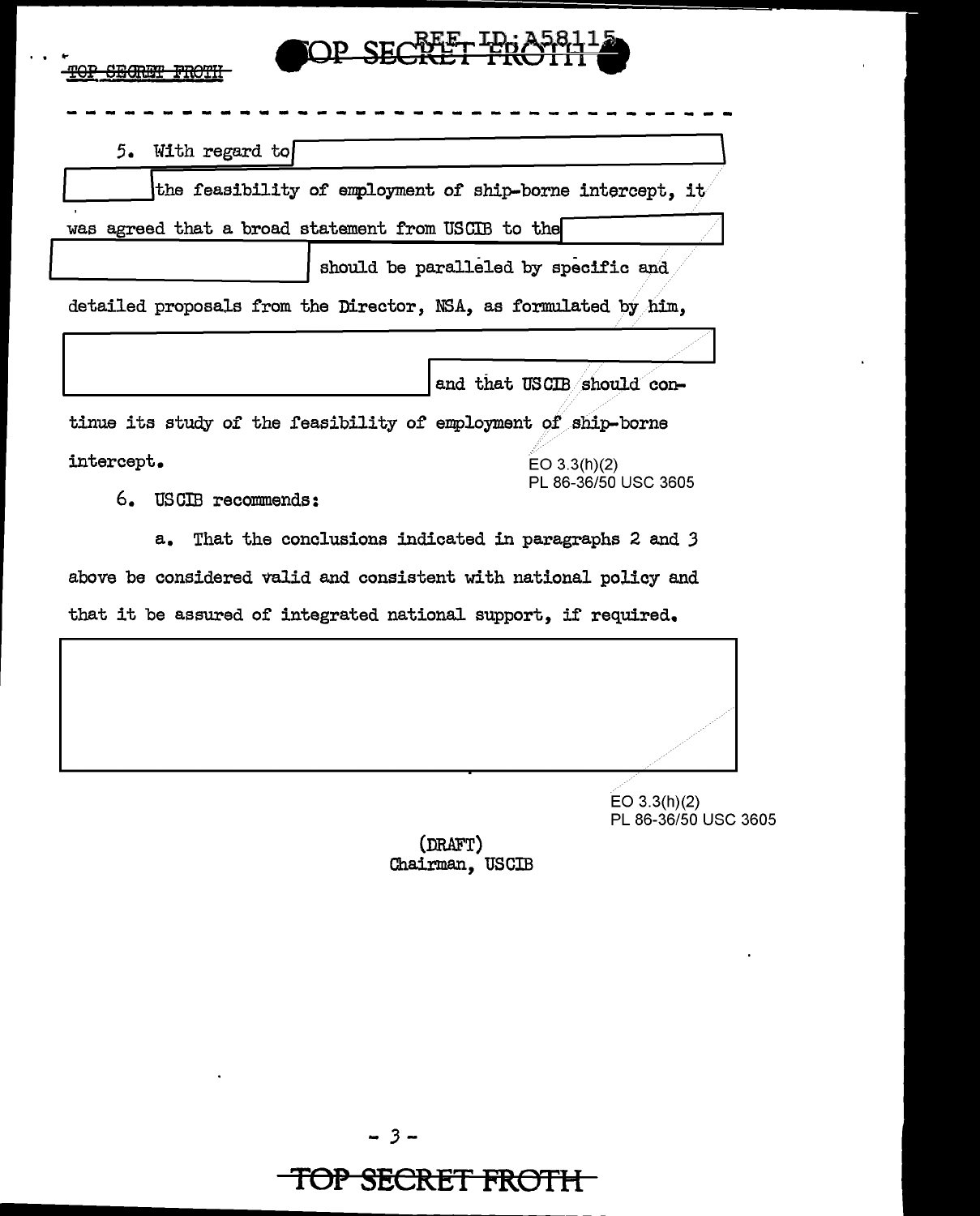---

5. With regard to [redacted] the feasibility of employment of ship-borne intercept, it was agreed that a broad statement from USCIB to the [redacted] should be paralleled by specific and detailed proposals from the Director, NSA, as formulated by him, [redacted] and that USCIB should continue its study of the feasibility of employment of ship-borne intercept.

EO 3.3(h)(2)
PL 86-36/50 USC 3605

6. USCIB recommends:

a. That the conclusions indicated in paragraphs 2 and 3 above be considered valid and consistent with national policy and that it be assured of integrated national support, if required.

[redacted]

EO 3.3(h)(2)
PL 86-36/50 USC 3605

(DRAFT)
Chairman, USCIB